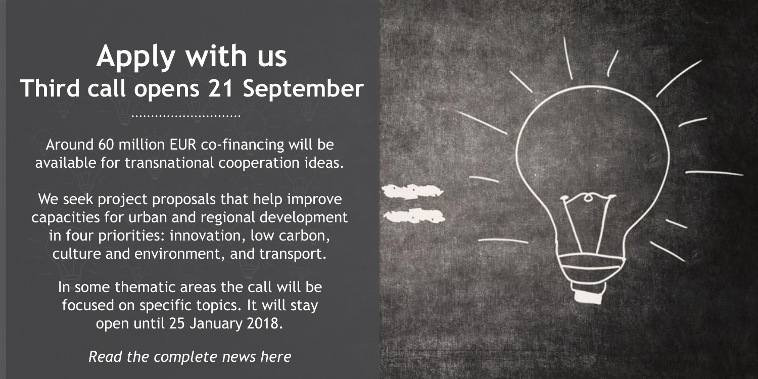# Apply with us
## Third call opens 21 September

Around 60 million EUR co-financing will be available for transnational cooperation ideas.

We seek project proposals that help improve capacities for urban and regional development in four priorities: innovation, low carbon, culture and environment, and transport.

In some thematic areas the call will be focused on specific topics. It will stay open until 25 January 2018.

*Read the complete news here*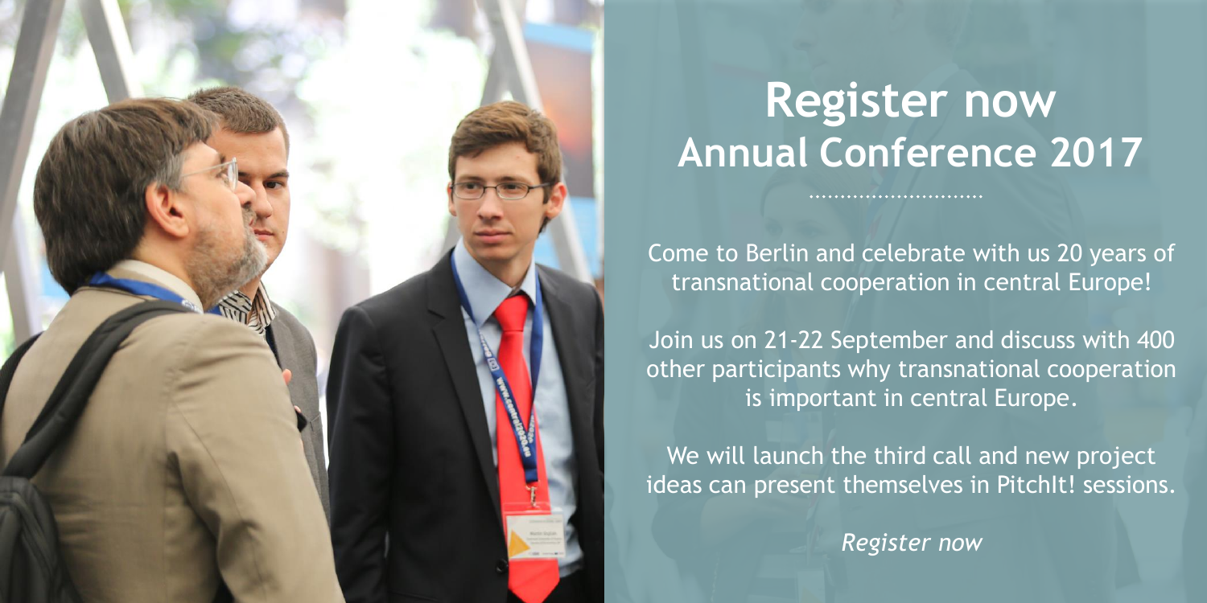# Register now

## Annual Conference 2017

Come to Berlin and celebrate with us 20 years of transnational cooperation in central Europe!

Join us on 21-22 September and discuss with 400 other participants why transnational cooperation is important in central Europe.

We will launch the third call and new project ideas can present themselves in PitchIt! sessions.

*Register now*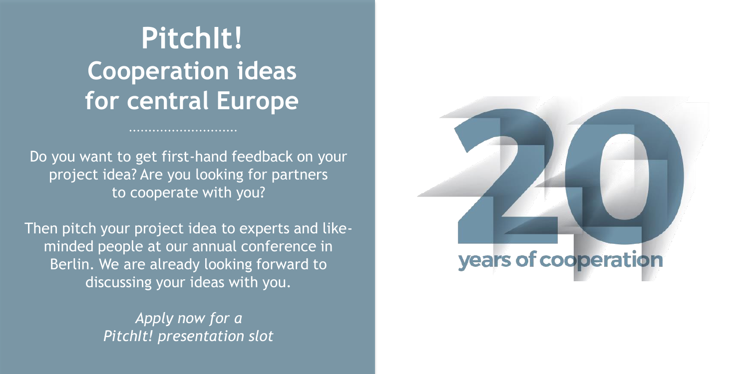# PitchIt!
## Cooperation ideas for central Europe

Do you want to get first-hand feedback on your project idea? Are you looking for partners to cooperate with you?

Then pitch your project idea to experts and like-minded people at our annual conference in Berlin. We are already looking forward to discussing your ideas with you.

*Apply now for a PitchIt! presentation slot*

20 years of cooperation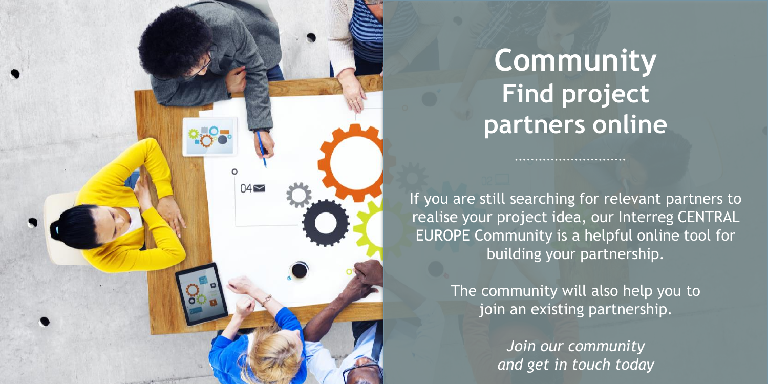# Community
## Find project partners online

If you are still searching for relevant partners to realise your project idea, our Interreg CENTRAL EUROPE Community is a helpful online tool for building your partnership.

The community will also help you to join an existing partnership.

*Join our community and get in touch today*